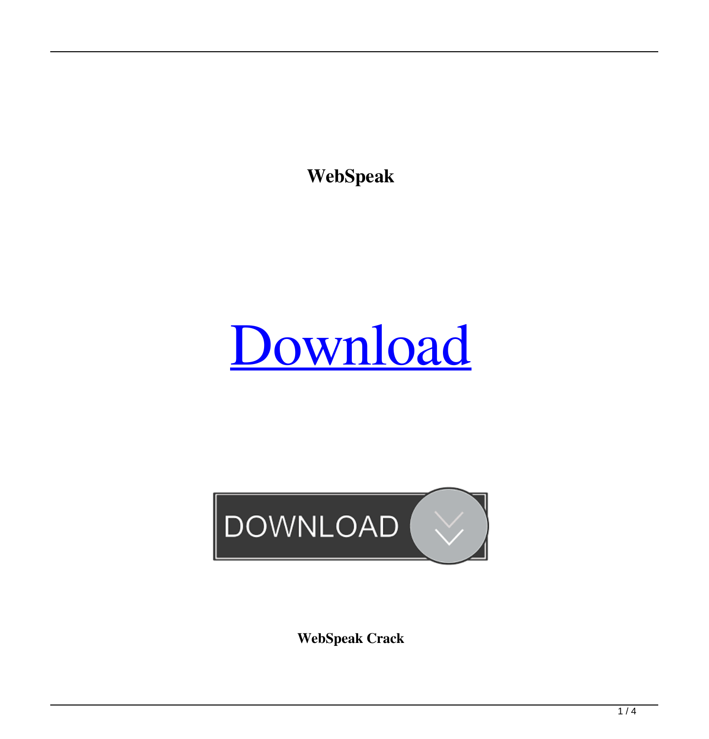**WebSpeak**

Download

DOWNLOAD

**WebSpeak Crack**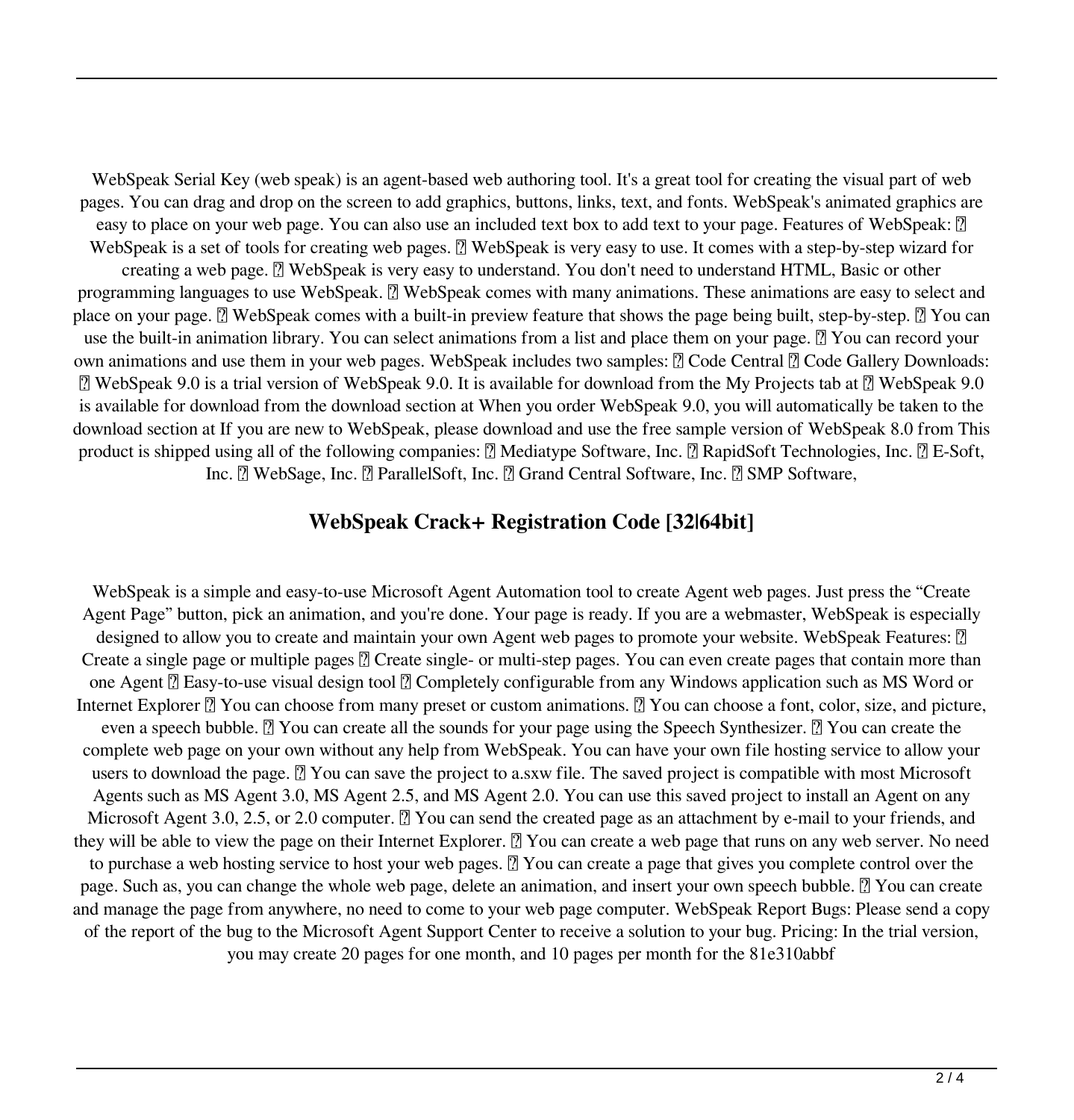WebSpeak Serial Key (web speak) is an agent-based web authoring tool. It's a great tool for creating the visual part of web pages. You can drag and drop on the screen to add graphics, buttons, links, text, and fonts. WebSpeak's animated graphics are easy to place on your web page. You can also use an included text box to add text to your page. Features of WebSpeak: ⭐ WebSpeak is a set of tools for creating web pages. ⭐ WebSpeak is very easy to use. It comes with a step-by-step wizard for creating a web page. ⭐ WebSpeak is very easy to understand. You don't need to understand HTML, Basic or other programming languages to use WebSpeak. ⭐ WebSpeak comes with many animations. These animations are easy to select and place on your page. ⭐ WebSpeak comes with a built-in preview feature that shows the page being built, step-by-step. ⭐ You can use the built-in animation library. You can select animations from a list and place them on your page. ⭐ You can record your own animations and use them in your web pages. WebSpeak includes two samples: ⭐ Code Central ⭐ Code Gallery Downloads: ⭐ WebSpeak 9.0 is a trial version of WebSpeak 9.0. It is available for download from the My Projects tab at ⭐ WebSpeak 9.0 is available for download from the download section at When you order WebSpeak 9.0, you will automatically be taken to the download section at If you are new to WebSpeak, please download and use the free sample version of WebSpeak 8.0 from This product is shipped using all of the following companies: ⭐ Mediatype Software, Inc. ⭐ RapidSoft Technologies, Inc. ⭐ E-Soft, Inc. ⭐ WebSage, Inc. ⭐ ParallelSoft, Inc. ⭐ Grand Central Software, Inc. ⭐ SMP Software,

## WebSpeak Crack+ Registration Code [32|64bit]

WebSpeak is a simple and easy-to-use Microsoft Agent Automation tool to create Agent web pages. Just press the "Create Agent Page" button, pick an animation, and you're done. Your page is ready. If you are a webmaster, WebSpeak is especially designed to allow you to create and maintain your own Agent web pages to promote your website. WebSpeak Features: ⭐ Create a single page or multiple pages ⭐ Create single- or multi-step pages. You can even create pages that contain more than one Agent ⭐ Easy-to-use visual design tool ⭐ Completely configurable from any Windows application such as MS Word or Internet Explorer ⭐ You can choose from many preset or custom animations. ⭐ You can choose a font, color, size, and picture, even a speech bubble. ⭐ You can create all the sounds for your page using the Speech Synthesizer. ⭐ You can create the complete web page on your own without any help from WebSpeak. You can have your own file hosting service to allow your users to download the page. ⭐ You can save the project to a.sxw file. The saved project is compatible with most Microsoft Agents such as MS Agent 3.0, MS Agent 2.5, and MS Agent 2.0. You can use this saved project to install an Agent on any Microsoft Agent 3.0, 2.5, or 2.0 computer. ⭐ You can send the created page as an attachment by e-mail to your friends, and they will be able to view the page on their Internet Explorer. ⭐ You can create a web page that runs on any web server. No need to purchase a web hosting service to host your web pages. ⭐ You can create a page that gives you complete control over the page. Such as, you can change the whole web page, delete an animation, and insert your own speech bubble. ⭐ You can create and manage the page from anywhere, no need to come to your web page computer. WebSpeak Report Bugs: Please send a copy of the report of the bug to the Microsoft Agent Support Center to receive a solution to your bug. Pricing: In the trial version, you may create 20 pages for one month, and 10 pages per month for the 81e310abbf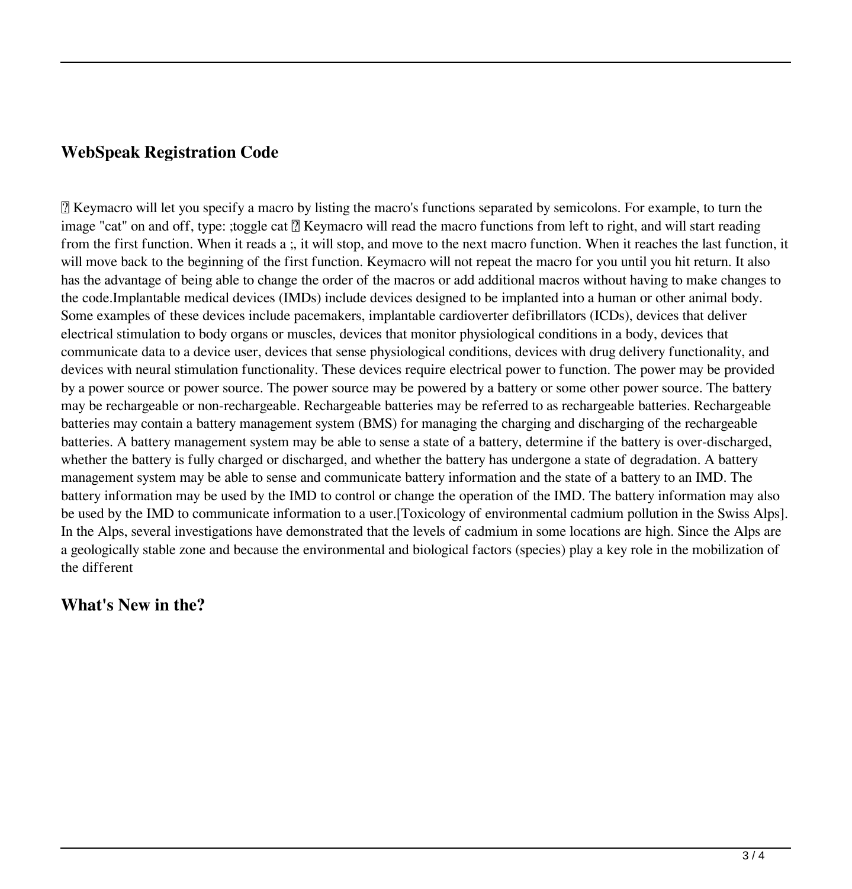## WebSpeak Registration Code

 Keymacro will let you specify a macro by listing the macro's functions separated by semicolons. For example, to turn the image "cat" on and off, type: ;toggle cat  Keymacro will read the macro functions from left to right, and will start reading from the first function. When it reads a ;, it will stop, and move to the next macro function. When it reaches the last function, it will move back to the beginning of the first function. Keymacro will not repeat the macro for you until you hit return. It also has the advantage of being able to change the order of the macros or add additional macros without having to make changes to the code.Implantable medical devices (IMDs) include devices designed to be implanted into a human or other animal body. Some examples of these devices include pacemakers, implantable cardioverter defibrillators (ICDs), devices that deliver electrical stimulation to body organs or muscles, devices that monitor physiological conditions in a body, devices that communicate data to a device user, devices that sense physiological conditions, devices with drug delivery functionality, and devices with neural stimulation functionality. These devices require electrical power to function. The power may be provided by a power source or power source. The power source may be powered by a battery or some other power source. The battery may be rechargeable or non-rechargeable. Rechargeable batteries may be referred to as rechargeable batteries. Rechargeable batteries may contain a battery management system (BMS) for managing the charging and discharging of the rechargeable batteries. A battery management system may be able to sense a state of a battery, determine if the battery is over-discharged, whether the battery is fully charged or discharged, and whether the battery has undergone a state of degradation. A battery management system may be able to sense and communicate battery information and the state of a battery to an IMD. The battery information may be used by the IMD to control or change the operation of the IMD. The battery information may also be used by the IMD to communicate information to a user.[Toxicology of environmental cadmium pollution in the Swiss Alps]. In the Alps, several investigations have demonstrated that the levels of cadmium in some locations are high. Since the Alps are a geologically stable zone and because the environmental and biological factors (species) play a key role in the mobilization of the different

## What's New in the?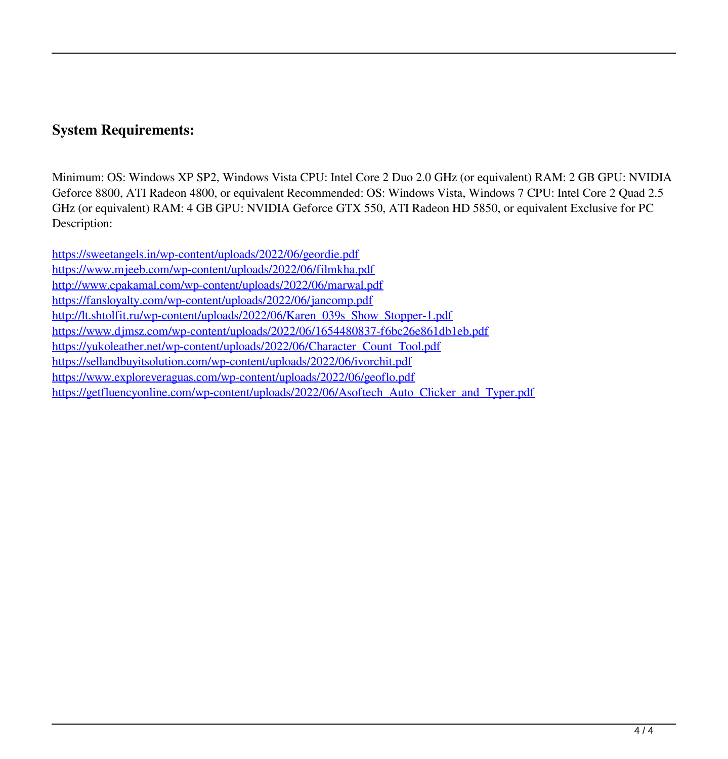## System Requirements:

Minimum: OS: Windows XP SP2, Windows Vista CPU: Intel Core 2 Duo 2.0 GHz (or equivalent) RAM: 2 GB GPU: NVIDIA Geforce 8800, ATI Radeon 4800, or equivalent Recommended: OS: Windows Vista, Windows 7 CPU: Intel Core 2 Quad 2.5 GHz (or equivalent) RAM: 4 GB GPU: NVIDIA Geforce GTX 550, ATI Radeon HD 5850, or equivalent Exclusive for PC Description:

https://sweetangels.in/wp-content/uploads/2022/06/geordie.pdf
https://www.mjeeb.com/wp-content/uploads/2022/06/filmkha.pdf
http://www.cpakamal.com/wp-content/uploads/2022/06/marwal.pdf
https://fansloyalty.com/wp-content/uploads/2022/06/jancomp.pdf
http://lt.shtolfit.ru/wp-content/uploads/2022/06/Karen_039s_Show_Stopper-1.pdf
https://www.djmsz.com/wp-content/uploads/2022/06/1654480837-f6bc26e861db1eb.pdf
https://yukoleather.net/wp-content/uploads/2022/06/Character_Count_Tool.pdf
https://sellandbuyitsolution.com/wp-content/uploads/2022/06/ivorchit.pdf
https://www.exploreveraguas.com/wp-content/uploads/2022/06/geoflo.pdf
https://getfluencyonline.com/wp-content/uploads/2022/06/Asoftech_Auto_Clicker_and_Typer.pdf